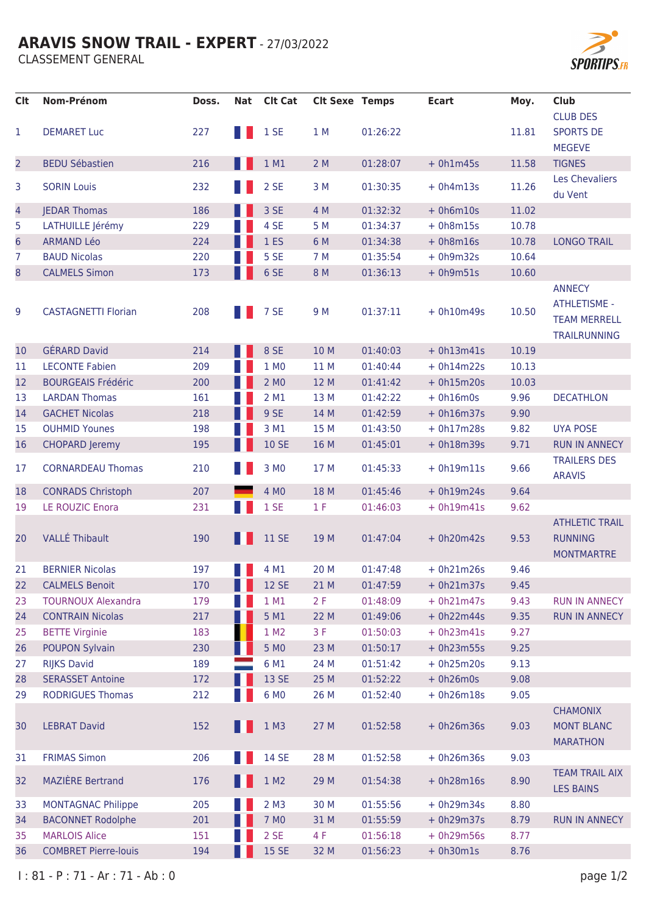# ARAVIS SNOW TRAIL - EXPERT - 27/03/2022

CLASSEMENT GENERAL

| Clt | Nom-Prénom | Doss. | Nat | Clt Cat | Clt Sexe | Temps | Ecart | Moy. | Club |
|---|---|---|---|---|---|---|---|---|---|
| 1 | DEMARET Luc | 227 | | 1 SE | 1 M | 01:26:22 | | 11.81 | CLUB DES SPORTS DE MEGEVE |
| 2 | BEDU Sébastien | 216 | | 1 M1 | 2 M | 01:28:07 | + 0h1m45s | 11.58 | TIGNES |
| 3 | SORIN Louis | 232 | | 2 SE | 3 M | 01:30:35 | + 0h4m13s | 11.26 | Les Chevaliers du Vent |
| 4 | JEDAR Thomas | 186 | | 3 SE | 4 M | 01:32:32 | + 0h6m10s | 11.02 | |
| 5 | LATHUILLE Jérémy | 229 | | 4 SE | 5 M | 01:34:37 | + 0h8m15s | 10.78 | |
| 6 | ARMAND Léo | 224 | | 1 ES | 6 M | 01:34:38 | + 0h8m16s | 10.78 | LONGO TRAIL |
| 7 | BAUD Nicolas | 220 | | 5 SE | 7 M | 01:35:54 | + 0h9m32s | 10.64 | |
| 8 | CALMELS Simon | 173 | | 6 SE | 8 M | 01:36:13 | + 0h9m51s | 10.60 | |
| 9 | CASTAGNETTI Florian | 208 | | 7 SE | 9 M | 01:37:11 | + 0h10m49s | 10.50 | ANNECY ATHLETISME - TEAM MERRELL TRAILRUNNING |
| 10 | GÉRARD David | 214 | | 8 SE | 10 M | 01:40:03 | + 0h13m41s | 10.19 | |
| 11 | LECONTE Fabien | 209 | | 1 M0 | 11 M | 01:40:44 | + 0h14m22s | 10.13 | |
| 12 | BOURGEAIS Frédéric | 200 | | 2 M0 | 12 M | 01:41:42 | + 0h15m20s | 10.03 | |
| 13 | LARDAN Thomas | 161 | | 2 M1 | 13 M | 01:42:22 | + 0h16m0s | 9.96 | DECATHLON |
| 14 | GACHET Nicolas | 218 | | 9 SE | 14 M | 01:42:59 | + 0h16m37s | 9.90 | |
| 15 | OUHMID Younes | 198 | | 3 M1 | 15 M | 01:43:50 | + 0h17m28s | 9.82 | UYA POSE |
| 16 | CHOPARD Jeremy | 195 | | 10 SE | 16 M | 01:45:01 | + 0h18m39s | 9.71 | RUN IN ANNECY |
| 17 | CORNARDEAU Thomas | 210 | | 3 M0 | 17 M | 01:45:33 | + 0h19m11s | 9.66 | TRAILERS DES ARAVIS |
| 18 | CONRADS Christoph | 207 | | 4 M0 | 18 M | 01:45:46 | + 0h19m24s | 9.64 | |
| 19 | LE ROUZIC Enora | 231 | | 1 SE | 1 F | 01:46:03 | + 0h19m41s | 9.62 | |
| 20 | VALLÉ Thibault | 190 | | 11 SE | 19 M | 01:47:04 | + 0h20m42s | 9.53 | ATHLETIC TRAIL RUNNING MONTMARTRE |
| 21 | BERNIER Nicolas | 197 | | 4 M1 | 20 M | 01:47:48 | + 0h21m26s | 9.46 | |
| 22 | CALMELS Benoit | 170 | | 12 SE | 21 M | 01:47:59 | + 0h21m37s | 9.45 | |
| 23 | TOURNOUX Alexandra | 179 | | 1 M1 | 2 F | 01:48:09 | + 0h21m47s | 9.43 | RUN IN ANNECY |
| 24 | CONTRAIN Nicolas | 217 | | 5 M1 | 22 M | 01:49:06 | + 0h22m44s | 9.35 | RUN IN ANNECY |
| 25 | BETTE Virginie | 183 | | 1 M2 | 3 F | 01:50:03 | + 0h23m41s | 9.27 | |
| 26 | POUPON Sylvain | 230 | | 5 M0 | 23 M | 01:50:17 | + 0h23m55s | 9.25 | |
| 27 | RIJKS David | 189 | | 6 M1 | 24 M | 01:51:42 | + 0h25m20s | 9.13 | |
| 28 | SERASSET Antoine | 172 | | 13 SE | 25 M | 01:52:22 | + 0h26m0s | 9.08 | |
| 29 | RODRIGUES Thomas | 212 | | 6 M0 | 26 M | 01:52:40 | + 0h26m18s | 9.05 | |
| 30 | LEBRAT David | 152 | | 1 M3 | 27 M | 01:52:58 | + 0h26m36s | 9.03 | CHAMONIX MONT BLANC MARATHON |
| 31 | FRIMAS Simon | 206 | | 14 SE | 28 M | 01:52:58 | + 0h26m36s | 9.03 | |
| 32 | MAZIÈRE Bertrand | 176 | | 1 M2 | 29 M | 01:54:38 | + 0h28m16s | 8.90 | TEAM TRAIL AIX LES BAINS |
| 33 | MONTAGNAC Philippe | 205 | | 2 M3 | 30 M | 01:55:56 | + 0h29m34s | 8.80 | |
| 34 | BACONNET Rodolphe | 201 | | 7 M0 | 31 M | 01:55:59 | + 0h29m37s | 8.79 | RUN IN ANNECY |
| 35 | MARLOIS Alice | 151 | | 2 SE | 4 F | 01:56:18 | + 0h29m56s | 8.77 | |
| 36 | COMBRET Pierre-louis | 194 | | 15 SE | 32 M | 01:56:23 | + 0h30m1s | 8.76 | |

I : 81 - P : 71 - Ar : 71 - Ab : 0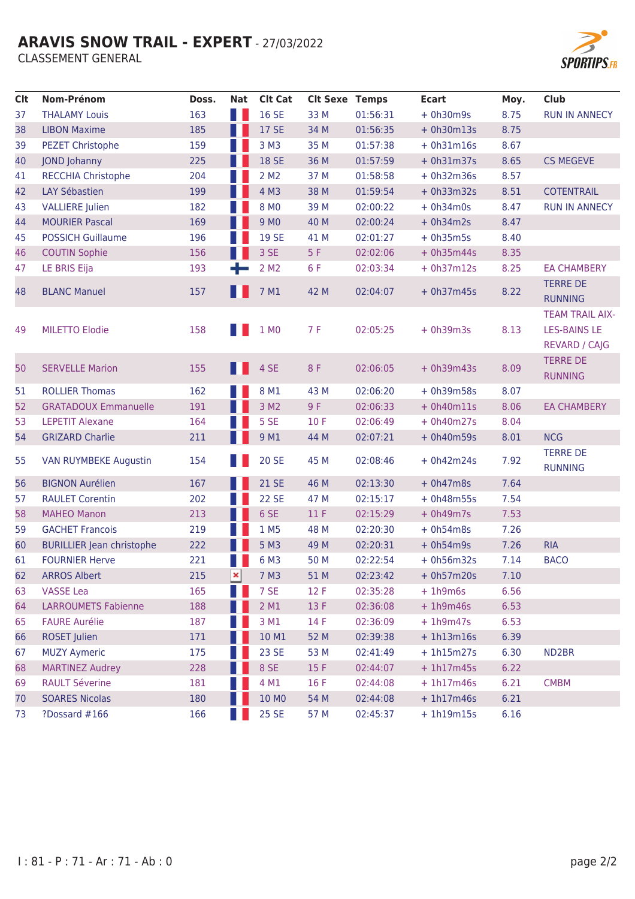# ARAVIS SNOW TRAIL - EXPERT - 27/03/2022

CLASSEMENT GENERAL

| Clt | Nom-Prénom | Doss. | Nat | Clt Cat | Clt Sexe | Temps | Ecart | Moy. | Club |
|---|---|---|---|---|---|---|---|---|---|
| 37 | THALAMY Louis | 163 | | 16 SE | 33 M | 01:56:31 | + 0h30m9s | 8.75 | RUN IN ANNECY |
| 38 | LIBON Maxime | 185 | | 17 SE | 34 M | 01:56:35 | + 0h30m13s | 8.75 | |
| 39 | PEZET Christophe | 159 | | 3 M3 | 35 M | 01:57:38 | + 0h31m16s | 8.67 | |
| 40 | JOND Johanny | 225 | | 18 SE | 36 M | 01:57:59 | + 0h31m37s | 8.65 | CS MEGEVE |
| 41 | RECCHIA Christophe | 204 | | 2 M2 | 37 M | 01:58:58 | + 0h32m36s | 8.57 | |
| 42 | LAY Sébastien | 199 | | 4 M3 | 38 M | 01:59:54 | + 0h33m32s | 8.51 | COTENTRAIL |
| 43 | VALLIERE Julien | 182 | | 8 M0 | 39 M | 02:00:22 | + 0h34m0s | 8.47 | RUN IN ANNECY |
| 44 | MOURIER Pascal | 169 | | 9 M0 | 40 M | 02:00:24 | + 0h34m2s | 8.47 | |
| 45 | POSSICH Guillaume | 196 | | 19 SE | 41 M | 02:01:27 | + 0h35m5s | 8.40 | |
| 46 | COUTIN Sophie | 156 | | 3 SE | 5 F | 02:02:06 | + 0h35m44s | 8.35 | |
| 47 | LE BRIS Eija | 193 | | 2 M2 | 6 F | 02:03:34 | + 0h37m12s | 8.25 | EA CHAMBERY |
| 48 | BLANC Manuel | 157 | | 7 M1 | 42 M | 02:04:07 | + 0h37m45s | 8.22 | TERRE DE RUNNING |
| 49 | MILETTO Elodie | 158 | | 1 M0 | 7 F | 02:05:25 | + 0h39m3s | 8.13 | TEAM TRAIL AIX-LES-BAINS LE REVARD / CAJG |
| 50 | SERVELLE Marion | 155 | | 4 SE | 8 F | 02:06:05 | + 0h39m43s | 8.09 | TERRE DE RUNNING |
| 51 | ROLLIER Thomas | 162 | | 8 M1 | 43 M | 02:06:20 | + 0h39m58s | 8.07 | |
| 52 | GRATADOUX Emmanuelle | 191 | | 3 M2 | 9 F | 02:06:33 | + 0h40m11s | 8.06 | EA CHAMBERY |
| 53 | LEPETIT Alexane | 164 | | 5 SE | 10 F | 02:06:49 | + 0h40m27s | 8.04 | |
| 54 | GRIZARD Charlie | 211 | | 9 M1 | 44 M | 02:07:21 | + 0h40m59s | 8.01 | NCG |
| 55 | VAN RUYMBEKE Augustin | 154 | | 20 SE | 45 M | 02:08:46 | + 0h42m24s | 7.92 | TERRE DE RUNNING |
| 56 | BIGNON Aurélien | 167 | | 21 SE | 46 M | 02:13:30 | + 0h47m8s | 7.64 | |
| 57 | RAULET Corentin | 202 | | 22 SE | 47 M | 02:15:17 | + 0h48m55s | 7.54 | |
| 58 | MAHEO Manon | 213 | | 6 SE | 11 F | 02:15:29 | + 0h49m7s | 7.53 | |
| 59 | GACHET Francois | 219 | | 1 M5 | 48 M | 02:20:30 | + 0h54m8s | 7.26 | |
| 60 | BURILLIER Jean christophe | 222 | | 5 M3 | 49 M | 02:20:31 | + 0h54m9s | 7.26 | RIA |
| 61 | FOURNIER Herve | 221 | | 6 M3 | 50 M | 02:22:54 | + 0h56m32s | 7.14 | BACO |
| 62 | ARROS Albert | 215 | | 7 M3 | 51 M | 02:23:42 | + 0h57m20s | 7.10 | |
| 63 | VASSE Lea | 165 | | 7 SE | 12 F | 02:35:28 | + 1h9m6s | 6.56 | |
| 64 | LARROUMETS Fabienne | 188 | | 2 M1 | 13 F | 02:36:08 | + 1h9m46s | 6.53 | |
| 65 | FAURE Aurélie | 187 | | 3 M1 | 14 F | 02:36:09 | + 1h9m47s | 6.53 | |
| 66 | ROSET Julien | 171 | | 10 M1 | 52 M | 02:39:38 | + 1h13m16s | 6.39 | |
| 67 | MUZY Aymeric | 175 | | 23 SE | 53 M | 02:41:49 | + 1h15m27s | 6.30 | ND2BR |
| 68 | MARTINEZ Audrey | 228 | | 8 SE | 15 F | 02:44:07 | + 1h17m45s | 6.22 | |
| 69 | RAULT Séverine | 181 | | 4 M1 | 16 F | 02:44:08 | + 1h17m46s | 6.21 | CMBM |
| 70 | SOARES Nicolas | 180 | | 10 M0 | 54 M | 02:44:08 | + 1h17m46s | 6.21 | |
| 73 | ?Dossard #166 | 166 | | 25 SE | 57 M | 02:45:37 | + 1h19m15s | 6.16 | |

I : 81 - P : 71 - Ar : 71 - Ab : 0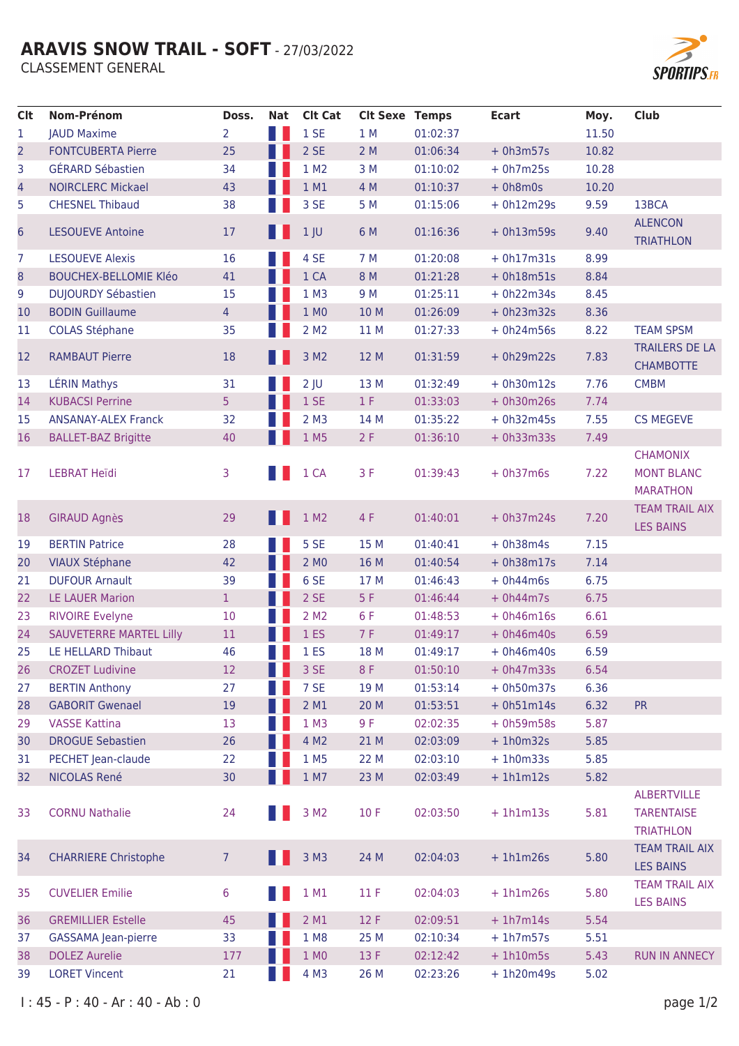# ARAVIS SNOW TRAIL - SOFT - 27/03/2022

CLASSEMENT GENERAL

| Clt | Nom-Prénom | Doss. | Nat | Clt Cat | Clt Sexe | Temps | Ecart | Moy. | Club |
|---|---|---|---|---|---|---|---|---|---|
| 1 | JAUD Maxime | 2 | | 1 SE | 1 M | 01:02:37 | | 11.50 | |
| 2 | FONTCUBERTA Pierre | 25 | | 2 SE | 2 M | 01:06:34 | + 0h3m57s | 10.82 | |
| 3 | GÉRARD Sébastien | 34 | | 1 M2 | 3 M | 01:10:02 | + 0h7m25s | 10.28 | |
| 4 | NOIRCLERC Mickael | 43 | | 1 M1 | 4 M | 01:10:37 | + 0h8m0s | 10.20 | |
| 5 | CHESNEL Thibaud | 38 | | 3 SE | 5 M | 01:15:06 | + 0h12m29s | 9.59 | 13BCA |
| 6 | LESOUEVE Antoine | 17 | | 1 JU | 6 M | 01:16:36 | + 0h13m59s | 9.40 | ALENCON TRIATHLON |
| 7 | LESOUEVE Alexis | 16 | | 4 SE | 7 M | 01:20:08 | + 0h17m31s | 8.99 | |
| 8 | BOUCHEX-BELLOMIE Kléo | 41 | | 1 CA | 8 M | 01:21:28 | + 0h18m51s | 8.84 | |
| 9 | DUJOURDY Sébastien | 15 | | 1 M3 | 9 M | 01:25:11 | + 0h22m34s | 8.45 | |
| 10 | BODIN Guillaume | 4 | | 1 M0 | 10 M | 01:26:09 | + 0h23m32s | 8.36 | |
| 11 | COLAS Stéphane | 35 | | 2 M2 | 11 M | 01:27:33 | + 0h24m56s | 8.22 | TEAM SPSM |
| 12 | RAMBAUT Pierre | 18 | | 3 M2 | 12 M | 01:31:59 | + 0h29m22s | 7.83 | TRAILERS DE LA CHAMBOTTE |
| 13 | LÉRIN Mathys | 31 | | 2 JU | 13 M | 01:32:49 | + 0h30m12s | 7.76 | CMBM |
| 14 | KUBACSI Perrine | 5 | | 1 SE | 1 F | 01:33:03 | + 0h30m26s | 7.74 | |
| 15 | ANSANAY-ALEX Franck | 32 | | 2 M3 | 14 M | 01:35:22 | + 0h32m45s | 7.55 | CS MEGEVE |
| 16 | BALLET-BAZ Brigitte | 40 | | 1 M5 | 2 F | 01:36:10 | + 0h33m33s | 7.49 | |
| 17 | LEBRAT Heïdi | 3 | | 1 CA | 3 F | 01:39:43 | + 0h37m6s | 7.22 | CHAMONIX MONT BLANC MARATHON |
| 18 | GIRAUD Agnès | 29 | | 1 M2 | 4 F | 01:40:01 | + 0h37m24s | 7.20 | TEAM TRAIL AIX LES BAINS |
| 19 | BERTIN Patrice | 28 | | 5 SE | 15 M | 01:40:41 | + 0h38m4s | 7.15 | |
| 20 | VIAUX Stéphane | 42 | | 2 M0 | 16 M | 01:40:54 | + 0h38m17s | 7.14 | |
| 21 | DUFOUR Arnault | 39 | | 6 SE | 17 M | 01:46:43 | + 0h44m6s | 6.75 | |
| 22 | LE LAUER Marion | 1 | | 2 SE | 5 F | 01:46:44 | + 0h44m7s | 6.75 | |
| 23 | RIVOIRE Evelyne | 10 | | 2 M2 | 6 F | 01:48:53 | + 0h46m16s | 6.61 | |
| 24 | SAUVETERRE MARTEL Lilly | 11 | | 1 ES | 7 F | 01:49:17 | + 0h46m40s | 6.59 | |
| 25 | LE HELLARD Thibaut | 46 | | 1 ES | 18 M | 01:49:17 | + 0h46m40s | 6.59 | |
| 26 | CROZET Ludivine | 12 | | 3 SE | 8 F | 01:50:10 | + 0h47m33s | 6.54 | |
| 27 | BERTIN Anthony | 27 | | 7 SE | 19 M | 01:53:14 | + 0h50m37s | 6.36 | |
| 28 | GABORIT Gwenael | 19 | | 2 M1 | 20 M | 01:53:51 | + 0h51m14s | 6.32 | PR |
| 29 | VASSE Kattina | 13 | | 1 M3 | 9 F | 02:02:35 | + 0h59m58s | 5.87 | |
| 30 | DROGUE Sebastien | 26 | | 4 M2 | 21 M | 02:03:09 | + 1h0m32s | 5.85 | |
| 31 | PECHET Jean-claude | 22 | | 1 M5 | 22 M | 02:03:10 | + 1h0m33s | 5.85 | |
| 32 | NICOLAS René | 30 | | 1 M7 | 23 M | 02:03:49 | + 1h1m12s | 5.82 | |
| 33 | CORNU Nathalie | 24 | | 3 M2 | 10 F | 02:03:50 | + 1h1m13s | 5.81 | ALBERTVILLE TARENTAISE TRIATHLON |
| 34 | CHARRIERE Christophe | 7 | | 3 M3 | 24 M | 02:04:03 | + 1h1m26s | 5.80 | TEAM TRAIL AIX LES BAINS |
| 35 | CUVELIER Emilie | 6 | | 1 M1 | 11 F | 02:04:03 | + 1h1m26s | 5.80 | TEAM TRAIL AIX LES BAINS |
| 36 | GREMILLIER Estelle | 45 | | 2 M1 | 12 F | 02:09:51 | + 1h7m14s | 5.54 | |
| 37 | GASSAMA Jean-pierre | 33 | | 1 M8 | 25 M | 02:10:34 | + 1h7m57s | 5.51 | |
| 38 | DOLEZ Aurelie | 177 | | 1 M0 | 13 F | 02:12:42 | + 1h10m5s | 5.43 | RUN IN ANNECY |
| 39 | LORET Vincent | 21 | | 4 M3 | 26 M | 02:23:26 | + 1h20m49s | 5.02 | |

I : 45 - P : 40 - Ar : 40 - Ab : 0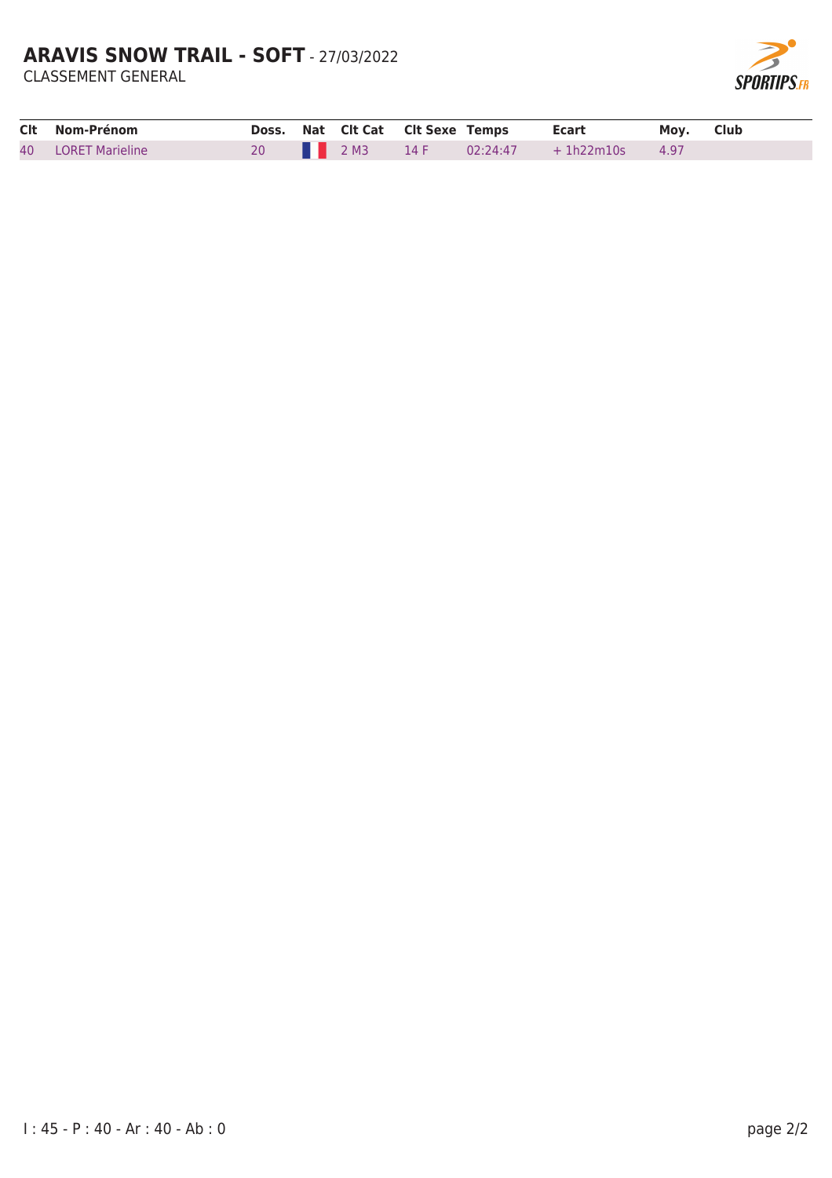# ARAVIS SNOW TRAIL - SOFT - 27/03/2022

CLASSEMENT GENERAL

| Clt | Nom-Prénom | Doss. | Nat | Clt Cat | Clt Sexe | Temps | Ecart | Moy. | Club |
|---|---|---|---|---|---|---|---|---|---|
| 40 | LORET Marieline | 20 | | 2 M3 | 14 F | 02:24:47 | + 1h22m10s | 4.97 | |

I : 45 - P : 40 - Ar : 40 - Ab : 0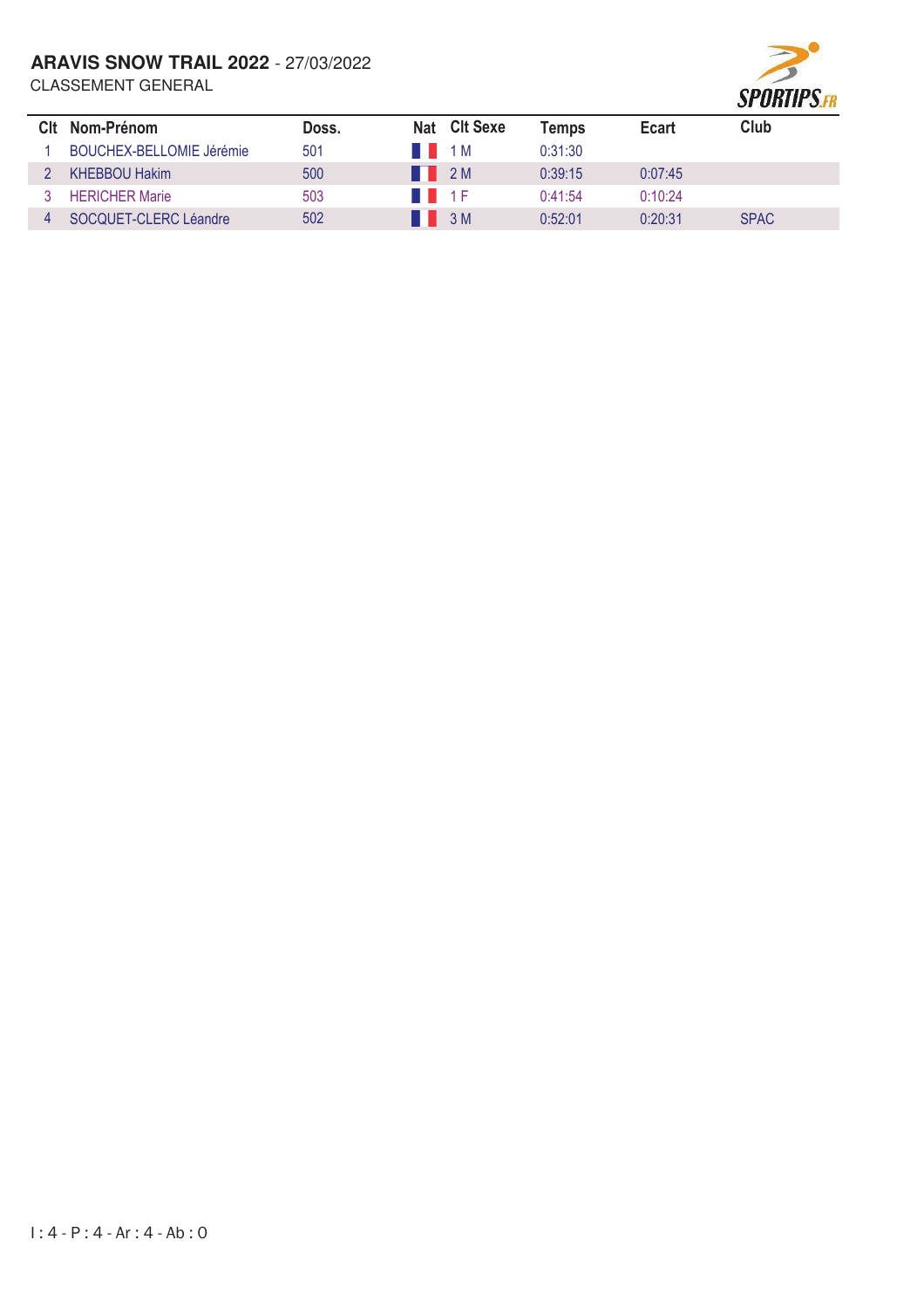**ARAVIS SNOW TRAIL 2022** - 27/03/2022

CLASSEMENT GENERAL

SPORTIPS.FR

| Clt | Nom-Prénom | Doss. | Nat | Clt Sexe | Temps | Ecart | Club |
|---|---|---|---|---|---|---|---|
| 1 | BOUCHEX-BELLOMIE Jérémie | 501 | | 1 M | 0:31:30 | | |
| 2 | KHEBBOU Hakim | 500 | | 2 M | 0:39:15 | 0:07:45 | |
| 3 | HERICHER Marie | 503 | | 1 F | 0:41:54 | 0:10:24 | |
| 4 | SOCQUET-CLERC Léandre | 502 | | 3 M | 0:52:01 | 0:20:31 | SPAC |

I : 4 - P : 4 - Ar : 4 - Ab : 0